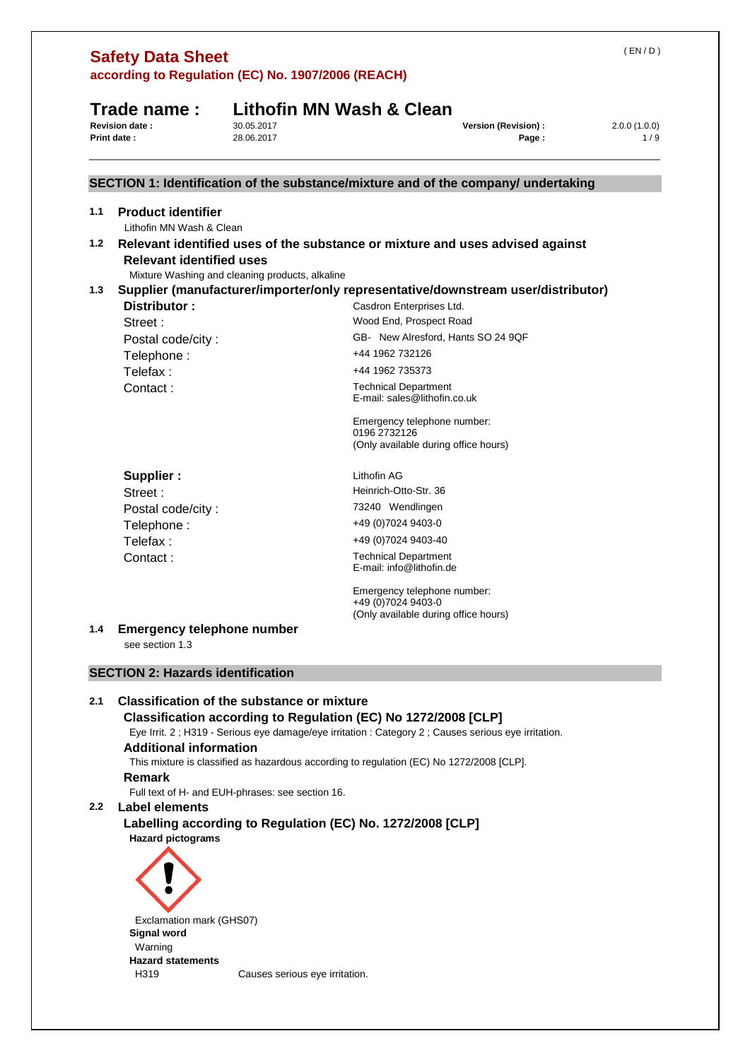# Safety Data Sheet

**according to Regulation (EC) No. 1907/2006 (REACH)**

( EN / D )

## Trade name : Lithofin MN Wash & Clean

**Revision date :** 30.05.2017 **Version (Revision) :** 2.0.0 (1.0.0)

**Print date :** 28.06.2017

## SECTION 1: Identification of the substance/mixture and of the company/ undertaking

### 1.1 Product identifier

Lithofin MN Wash & Clean

### 1.2 Relevant identified uses of the substance or mixture and uses advised against

**Relevant identified uses**

Mixture Washing and cleaning products, alkaline

### 1.3 Supplier (manufacturer/importer/only representative/downstream user/distributor)

**Distributor :** Casdron Enterprises Ltd.

Street : Wood End, Prospect Road

Postal code/city : GB- New Alresford, Hants SO 24 9QF

Telephone : +44 1962 732126

Telefax : +44 1962 735373

Contact : Technical Department
E-mail: sales@lithofin.co.uk

Emergency telephone number:
0196 2732126
(Only available during office hours)

**Supplier :** Lithofin AG

Street : Heinrich-Otto-Str. 36

Postal code/city : 73240 Wendlingen

Telephone : +49 (0)7024 9403-0

Telefax : +49 (0)7024 9403-40

Contact : Technical Department
E-mail: info@lithofin.de

Emergency telephone number:
+49 (0)7024 9403-0
(Only available during office hours)

### 1.4 Emergency telephone number

see section 1.3

## SECTION 2: Hazards identification

### 2.1 Classification of the substance or mixture

**Classification according to Regulation (EC) No 1272/2008 [CLP]**

Eye Irrit. 2 ; H319 - Serious eye damage/eye irritation : Category 2 ; Causes serious eye irritation.

**Additional information**

This mixture is classified as hazardous according to regulation (EC) No 1272/2008 [CLP].

**Remark**

Full text of H- and EUH-phrases: see section 16.

### 2.2 Label elements

**Labelling according to Regulation (EC) No. 1272/2008 [CLP]**

**Hazard pictograms**

Exclamation mark (GHS07)

**Signal word**

Warning

**Hazard statements**

H319 Causes serious eye irritation.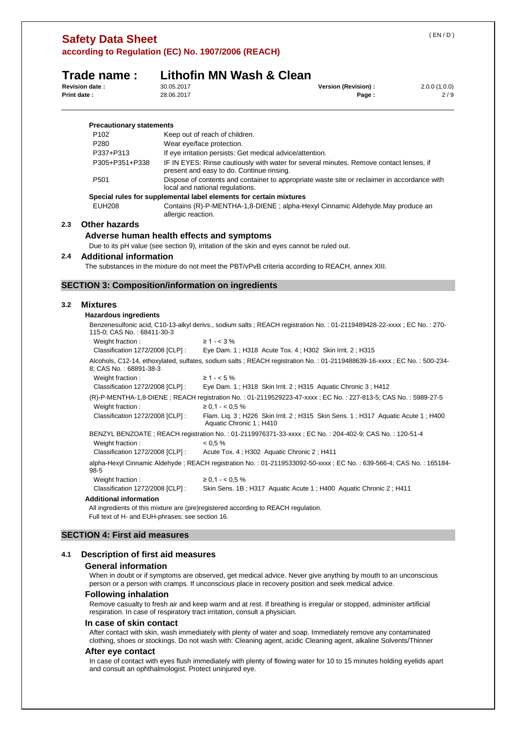**Precautionary statements**

| | |
|---|---|
| P102 | Keep out of reach of children. |
| P280 | Wear eye/face protection. |
| P337+P313 | If eye irritation persists: Get medical advice/attention. |
| P305+P351+P338 | IF IN EYES: Rinse cautiously with water for several minutes. Remove contact lenses, if present and easy to do. Continue rinsing. |
| P501 | Dispose of contents and container to appropriate waste site or reclaimer in accordance with local and national regulations. |

**Special rules for supplemental label elements for certain mixtures**

| | |
|---|---|
| EUH208 | Contains (R)-P-MENTHA-1,8-DIENE ; alpha-Hexyl Cinnamic Aldehyde.May produce an allergic reaction. |

## 2.3 Other hazards

### Adverse human health effects and symptoms

Due to its pH value (see section 9), irritation of the skin and eyes cannot be ruled out.

## 2.4 Additional information

The substances in the mixture do not meet the PBT/vPvB criteria according to REACH, annex XIII.

# SECTION 3: Composition/information on ingredients

## 3.2 Mixtures

**Hazardous ingredients**

Benzenesulfonic acid, C10-13-alkyl derivs., sodium salts ; REACH registration No. : 01-2119489428-22-xxxx ; EC No. : 270-115-0; CAS No. : 68411-30-3

| | |
|---|---|
| Weight fraction : | ≥ 1 - < 3 % |
| Classification 1272/2008 [CLP] : | Eye Dam. 1 ; H318 Acute Tox. 4 ; H302 Skin Irrit. 2 ; H315 |

Alcohols, C12-14, ethoxylated, sulfates, sodium salts ; REACH registration No. : 01-2119488639-16-xxxx ; EC No. : 500-234-8; CAS No. : 68891-38-3

| | |
|---|---|
| Weight fraction : | ≥ 1 - < 5 % |
| Classification 1272/2008 [CLP] : | Eye Dam. 1 ; H318 Skin Irrit. 2 ; H315 Aquatic Chronic 3 ; H412 |

(R)-P-MENTHA-1,8-DIENE ; REACH registration No. : 01-2119529223-47-xxxx ; EC No. : 227-813-5; CAS No. : 5989-27-5

| | |
|---|---|
| Weight fraction : | ≥ 0,1 - < 0,5 % |
| Classification 1272/2008 [CLP] : | Flam. Liq. 3 ; H226 Skin Irrit. 2 ; H315 Skin Sens. 1 ; H317 Aquatic Acute 1 ; H400 Aquatic Chronic 1 ; H410 |

BENZYL BENZOATE ; REACH registration No. : 01-2119976371-33-xxxx ; EC No. : 204-402-9; CAS No. : 120-51-4

| | |
|---|---|
| Weight fraction : | < 0,5 % |
| Classification 1272/2008 [CLP] : | Acute Tox. 4 ; H302 Aquatic Chronic 2 ; H411 |

alpha-Hexyl Cinnamic Aldehyde ; REACH registration No. : 01-2119533092-50-xxxx ; EC No. : 639-566-4; CAS No. : 165184-98-5

| | |
|---|---|
| Weight fraction : | ≥ 0,1 - < 0,5 % |
| Classification 1272/2008 [CLP] : | Skin Sens. 1B ; H317 Aquatic Acute 1 ; H400 Aquatic Chronic 2 ; H411 |

**Additional information**

All ingredients of this mixture are (pre)registered according to REACH regulation.
Full text of H- and EUH-phrases: see section 16.

# SECTION 4: First aid measures

## 4.1 Description of first aid measures

### General information

When in doubt or if symptoms are observed, get medical advice. Never give anything by mouth to an unconscious person or a person with cramps. If unconscious place in recovery position and seek medical advice.

### Following inhalation

Remove casualty to fresh air and keep warm and at rest. If breathing is irregular or stopped, administer artificial respiration. In case of respiratory tract irritation, consult a physician.

### In case of skin contact

After contact with skin, wash immediately with plenty of water and soap. Immediately remove any contaminated clothing, shoes or stockings. Do not wash with: Cleaning agent, acidic Cleaning agent, alkaline Solvents/Thinner

### After eye contact

In case of contact with eyes flush immediately with plenty of flowing water for 10 to 15 minutes holding eyelids apart and consult an ophthalmologist. Protect uninjured eye.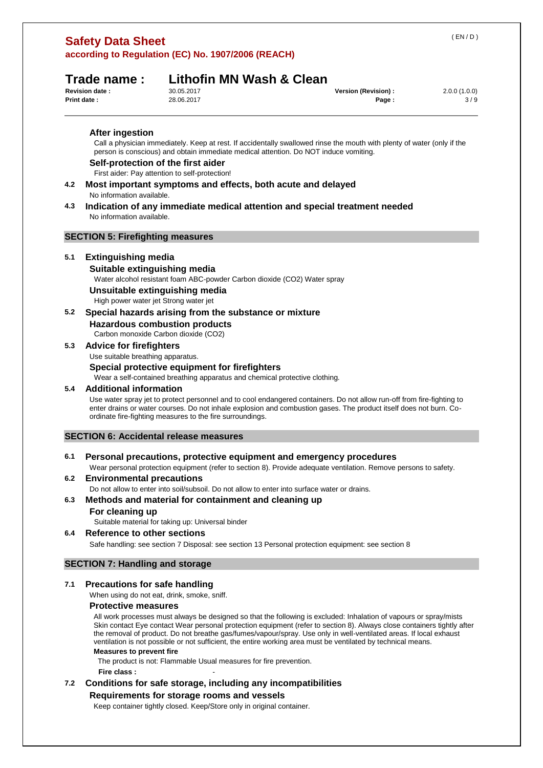#### After ingestion

Call a physician immediately. Keep at rest. If accidentally swallowed rinse the mouth with plenty of water (only if the person is conscious) and obtain immediate medical attention. Do NOT induce vomiting.

#### Self-protection of the first aider

First aider: Pay attention to self-protection!

### 4.2 Most important symptoms and effects, both acute and delayed

No information available.

### 4.3 Indication of any immediate medical attention and special treatment needed

No information available.

## SECTION 5: Firefighting measures

### 5.1 Extinguishing media

#### Suitable extinguishing media

Water alcohol resistant foam ABC-powder Carbon dioxide ($CO_2$) Water spray

#### Unsuitable extinguishing media

High power water jet Strong water jet

### 5.2 Special hazards arising from the substance or mixture

#### Hazardous combustion products

Carbon monoxide Carbon dioxide ($CO_2$)

### 5.3 Advice for firefighters

Use suitable breathing apparatus.

#### Special protective equipment for firefighters

Wear a self-contained breathing apparatus and chemical protective clothing.

### 5.4 Additional information

Use water spray jet to protect personnel and to cool endangered containers. Do not allow run-off from fire-fighting to enter drains or water courses. Do not inhale explosion and combustion gases. The product itself does not burn. Co-ordinate fire-fighting measures to the fire surroundings.

## SECTION 6: Accidental release measures

### 6.1 Personal precautions, protective equipment and emergency procedures

Wear personal protection equipment (refer to section 8). Provide adequate ventilation. Remove persons to safety.

### 6.2 Environmental precautions

Do not allow to enter into soil/subsoil. Do not allow to enter into surface water or drains.

### 6.3 Methods and material for containment and cleaning up

#### For cleaning up

Suitable material for taking up: Universal binder

### 6.4 Reference to other sections

Safe handling: see section 7 Disposal: see section 13 Personal protection equipment: see section 8

## SECTION 7: Handling and storage

### 7.1 Precautions for safe handling

When using do not eat, drink, smoke, sniff.

#### Protective measures

All work processes must always be designed so that the following is excluded: Inhalation of vapours or spray/mists Skin contact Eye contact Wear personal protection equipment (refer to section 8). Always close containers tightly after the removal of product. Do not breathe gas/fumes/vapour/spray. Use only in well-ventilated areas. If local exhaust ventilation is not possible or not sufficient, the entire working area must be ventilated by technical means.

**Measures to prevent fire**

The product is not: Flammable Usual measures for fire prevention.

**Fire class :** -

### 7.2 Conditions for safe storage, including any incompatibilities

#### Requirements for storage rooms and vessels

Keep container tightly closed. Keep/Store only in original container.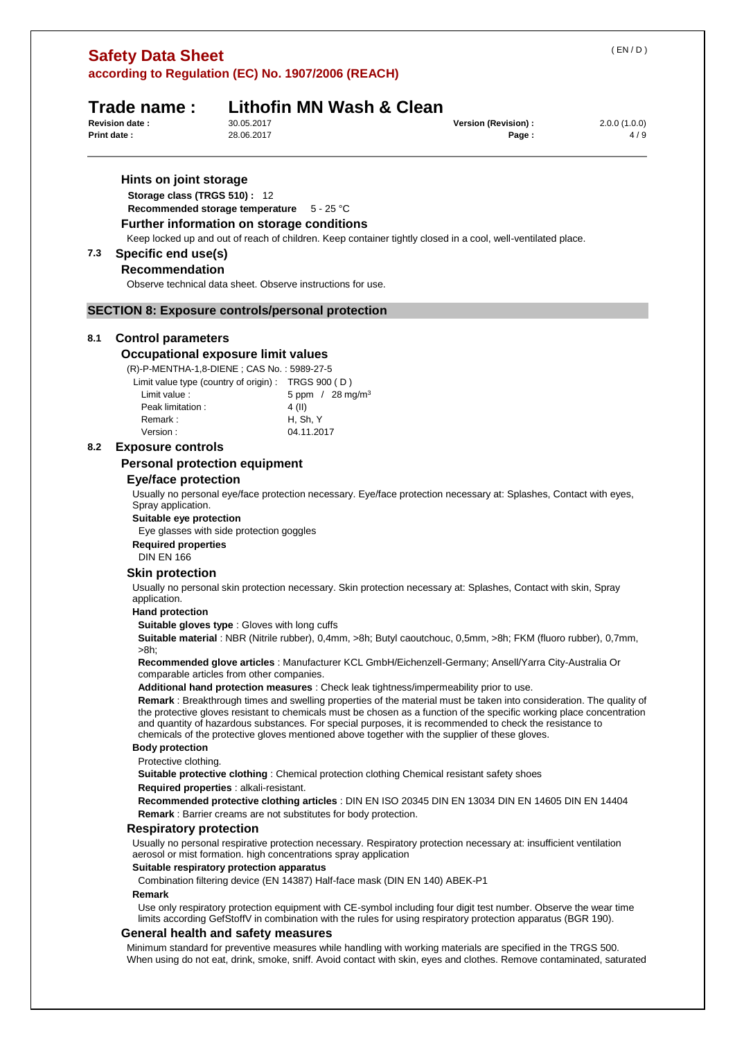### Hints on joint storage

**Storage class (TRGS 510) :** 12

**Recommended storage temperature** 5 - 25 °C

### Further information on storage conditions

Keep locked up and out of reach of children. Keep container tightly closed in a cool, well-ventilated place.

## 7.3 Specific end use(s)

### Recommendation

Observe technical data sheet. Observe instructions for use.

# SECTION 8: Exposure controls/personal protection

## 8.1 Control parameters

### Occupational exposure limit values

(R)-P-MENTHA-1,8-DIENE ; CAS No. : 5989-27-5

| | |
|---|---|
| Limit value type (country of origin) : | TRGS 900 ( D ) |
| Limit value : | 5 ppm / 28 mg/m³ |
| Peak limitation : | 4 (II) |
| Remark : | H, Sh, Y |
| Version : | 04.11.2017 |

## 8.2 Exposure controls

### Personal protection equipment

#### Eye/face protection

Usually no personal eye/face protection necessary. Eye/face protection necessary at: Splashes, Contact with eyes, Spray application.

**Suitable eye protection**

Eye glasses with side protection goggles

**Required properties**

DIN EN 166

#### Skin protection

Usually no personal skin protection necessary. Skin protection necessary at: Splashes, Contact with skin, Spray application.

**Hand protection**

**Suitable gloves type** : Gloves with long cuffs

**Suitable material** : NBR (Nitrile rubber), 0,4mm, >8h; Butyl caoutchouc, 0,5mm, >8h; FKM (fluoro rubber), 0,7mm, >8h;

**Recommended glove articles** : Manufacturer KCL GmbH/Eichenzell-Germany; Ansell/Yarra City-Australia Or comparable articles from other companies.

**Additional hand protection measures** : Check leak tightness/impermeability prior to use.

**Remark** : Breakthrough times and swelling properties of the material must be taken into consideration. The quality of the protective gloves resistant to chemicals must be chosen as a function of the specific working place concentration and quantity of hazardous substances. For special purposes, it is recommended to check the resistance to chemicals of the protective gloves mentioned above together with the supplier of these gloves.

**Body protection**

Protective clothing.

**Suitable protective clothing** : Chemical protection clothing Chemical resistant safety shoes

**Required properties** : alkali-resistant.

**Recommended protective clothing articles** : DIN EN ISO 20345 DIN EN 13034 DIN EN 14605 DIN EN 14404

**Remark** : Barrier creams are not substitutes for body protection.

#### Respiratory protection

Usually no personal respirative protection necessary. Respiratory protection necessary at: insufficient ventilation aerosol or mist formation. high concentrations spray application

**Suitable respiratory protection apparatus**

Combination filtering device (EN 14387) Half-face mask (DIN EN 140) ABEK-P1

**Remark**

Use only respiratory protection equipment with CE-symbol including four digit test number. Observe the wear time limits according GefStoffV in combination with the rules for using respiratory protection apparatus (BGR 190).

### General health and safety measures

Minimum standard for preventive measures while handling with working materials are specified in the TRGS 500. When using do not eat, drink, smoke, sniff. Avoid contact with skin, eyes and clothes. Remove contaminated, saturated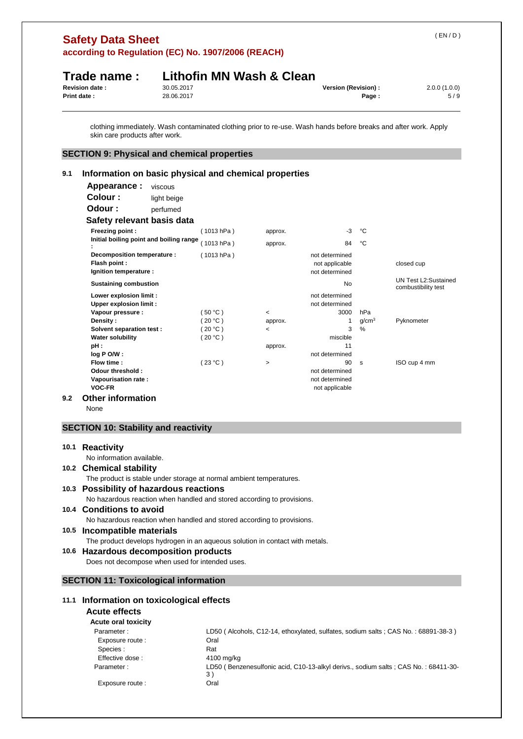clothing immediately. Wash contaminated clothing prior to re-use. Wash hands before breaks and after work. Apply skin care products after work.

## SECTION 9: Physical and chemical properties

### 9.1 Information on basic physical and chemical properties

**Appearance :** viscous

**Colour :** light beige

**Odour :** perfumed

**Safety relevant basis data**

| | | | | | |
|---|---|---|---|---|---|
| **Freezing point :** | ( 1013 hPa ) | approx. | -3 | °C | |
| **Initial boiling point and boiling range :** | ( 1013 hPa ) | approx. | 84 | °C | |
| **Decomposition temperature :** | ( 1013 hPa ) | | not determined | | |
| **Flash point :** | | | not applicable | | closed cup |
| **Ignition temperature :** | | | not determined | | |
| **Sustaining combustion** | | | No | | UN Test L2:Sustained combustibility test |
| **Lower explosion limit :** | | | not determined | | |
| **Upper explosion limit :** | | | not determined | | |
| **Vapour pressure :** | ( 50 °C ) | < | 3000 | hPa | |
| **Density :** | ( 20 °C ) | approx. | 1 | $g/cm^3$ | Pyknometer |
| **Solvent separation test :** | ( 20 °C ) | < | 3 | % | |
| **Water solubility** | ( 20 °C ) | | miscible | | |
| **pH :** | | approx. | 11 | | |
| **log P O/W :** | | | not determined | | |
| **Flow time :** | ( 23 °C ) | > | 90 | s | ISO cup 4 mm |
| **Odour threshold :** | | | not determined | | |
| **Vapourisation rate :** | | | not determined | | |
| **VOC-FR** | | | not applicable | | |

### 9.2 Other information

None

## SECTION 10: Stability and reactivity

### 10.1 Reactivity

No information available.

### 10.2 Chemical stability

The product is stable under storage at normal ambient temperatures.

### 10.3 Possibility of hazardous reactions

No hazardous reaction when handled and stored according to provisions.

### 10.4 Conditions to avoid

No hazardous reaction when handled and stored according to provisions.

### 10.5 Incompatible materials

The product develops hydrogen in an aqueous solution in contact with metals.

### 10.6 Hazardous decomposition products

Does not decompose when used for intended uses.

## SECTION 11: Toxicological information

### 11.1 Information on toxicological effects

**Acute effects**

**Acute oral toxicity**

| | |
|---|---|
| Parameter : | LD50 ( Alcohols, C12-14, ethoxylated, sulfates, sodium salts ; CAS No. : 68891-38-3 ) |
| Exposure route : | Oral |
| Species : | Rat |
| Effective dose : | 4100 mg/kg |
| Parameter : | LD50 ( Benzenesulfonic acid, C10-13-alkyl derivs., sodium salts ; CAS No. : 68411-30-3 ) |
| Exposure route : | Oral |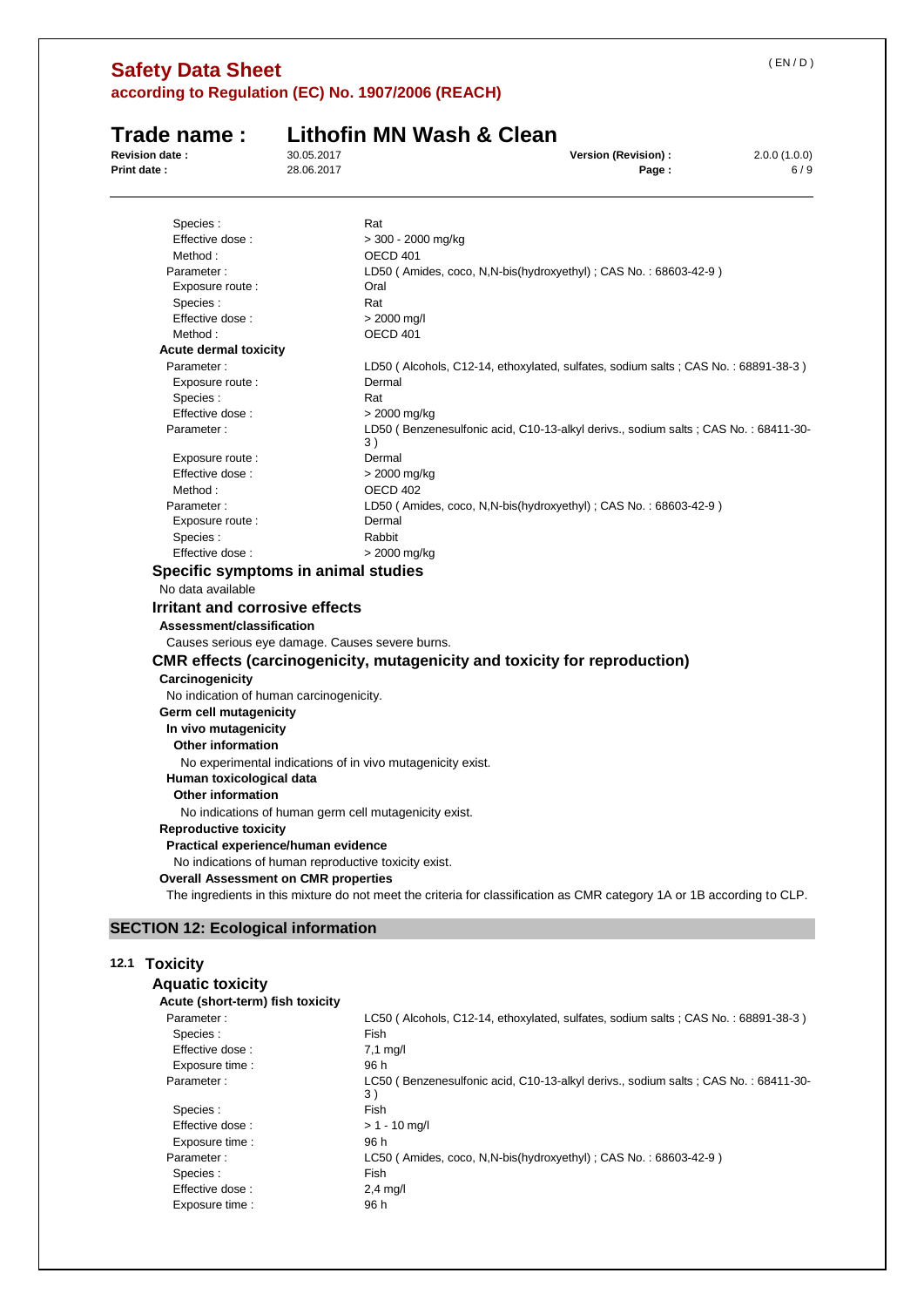| | |
|---|---|
| Species : | Rat |
| Effective dose : | > 300 - 2000 mg/kg |
| Method : | OECD 401 |
| Parameter : | LD50 ( Amides, coco, N,N-bis(hydroxyethyl) ; CAS No. : 68603-42-9 ) |
| Exposure route : | Oral |
| Species : | Rat |
| Effective dose : | > 2000 mg/l |
| Method : | OECD 401 |

**Acute dermal toxicity**

| | |
|---|---|
| Parameter : | LD50 ( Alcohols, C12-14, ethoxylated, sulfates, sodium salts ; CAS No. : 68891-38-3 ) |
| Exposure route : | Dermal |
| Species : | Rat |
| Effective dose : | > 2000 mg/kg |
| Parameter : | LD50 ( Benzenesulfonic acid, C10-13-alkyl derivs., sodium salts ; CAS No. : 68411-30-3 ) |
| Exposure route : | Dermal |
| Effective dose : | > 2000 mg/kg |
| Method : | OECD 402 |
| Parameter : | LD50 ( Amides, coco, N,N-bis(hydroxyethyl) ; CAS No. : 68603-42-9 ) |
| Exposure route : | Dermal |
| Species : | Rabbit |
| Effective dose : | > 2000 mg/kg |

### Specific symptoms in animal studies

No data available

### Irritant and corrosive effects

**Assessment/classification**

Causes serious eye damage. Causes severe burns.

### CMR effects (carcinogenicity, mutagenicity and toxicity for reproduction)

**Carcinogenicity**

No indication of human carcinogenicity.

**Germ cell mutagenicity**

**In vivo mutagenicity**

**Other information**

No experimental indications of in vivo mutagenicity exist.

**Human toxicological data**

**Other information**

No indications of human germ cell mutagenicity exist.

**Reproductive toxicity**

**Practical experience/human evidence**

No indications of human reproductive toxicity exist.

**Overall Assessment on CMR properties**

The ingredients in this mixture do not meet the criteria for classification as CMR category 1A or 1B according to CLP.

## SECTION 12: Ecological information

### 12.1 Toxicity

### Aquatic toxicity

**Acute (short-term) fish toxicity**

| | |
|---|---|
| Parameter : | LC50 ( Alcohols, C12-14, ethoxylated, sulfates, sodium salts ; CAS No. : 68891-38-3 ) |
| Species : | Fish |
| Effective dose : | 7,1 mg/l |
| Exposure time : | 96 h |
| Parameter : | LC50 ( Benzenesulfonic acid, C10-13-alkyl derivs., sodium salts ; CAS No. : 68411-30-3 ) |
| Species : | Fish |
| Effective dose : | > 1 - 10 mg/l |
| Exposure time : | 96 h |
| Parameter : | LC50 ( Amides, coco, N,N-bis(hydroxyethyl) ; CAS No. : 68603-42-9 ) |
| Species : | Fish |
| Effective dose : | 2,4 mg/l |
| Exposure time : | 96 h |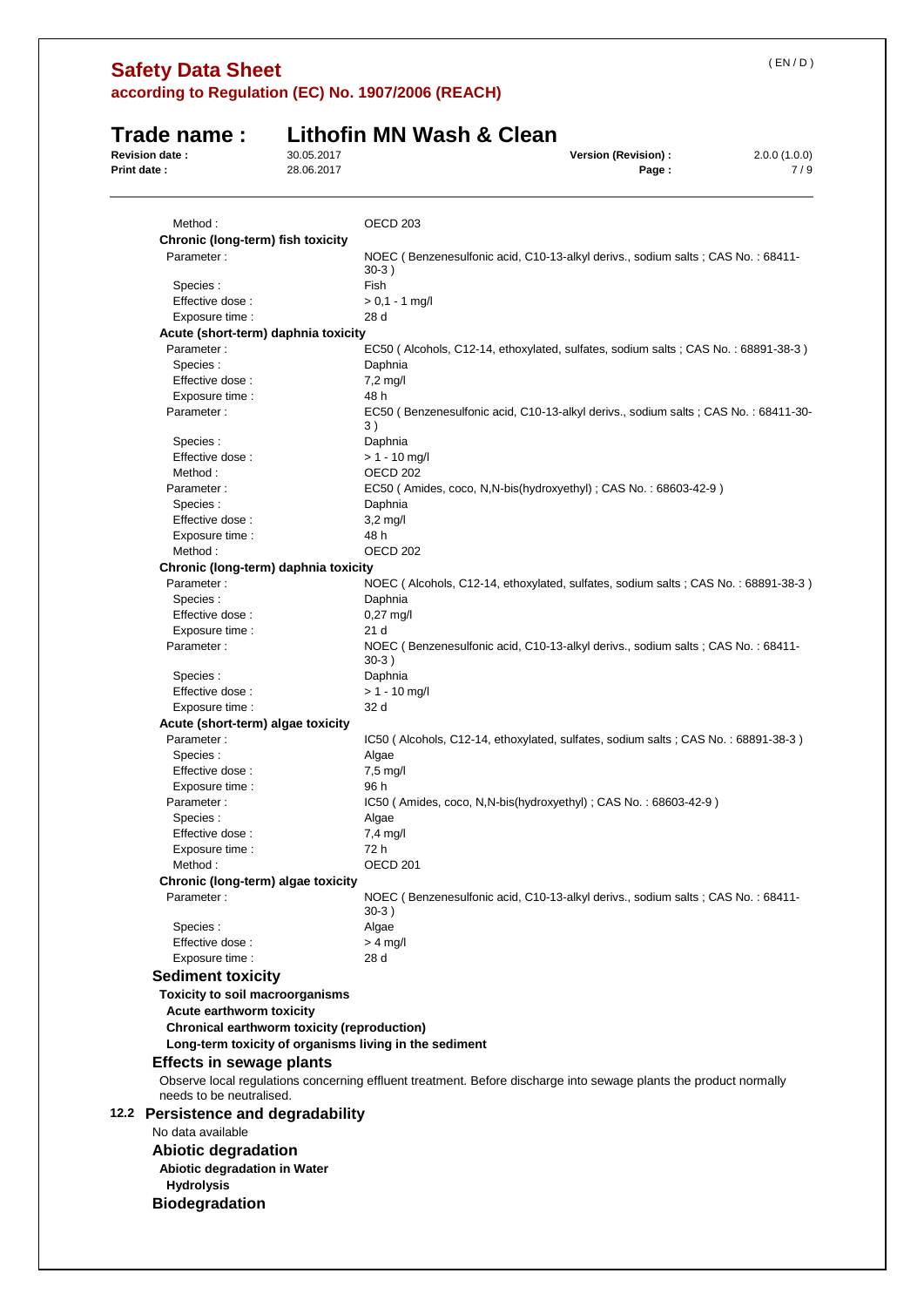| | |
|---|---|
| Method : | OECD 203 |

**Chronic (long-term) fish toxicity**

| | |
|---|---|
| Parameter : | NOEC ( Benzenesulfonic acid, C10-13-alkyl derivs., sodium salts ; CAS No. : 68411-30-3 ) |
| Species : | Fish |
| Effective dose : | > 0,1 - 1 mg/l |
| Exposure time : | 28 d |

**Acute (short-term) daphnia toxicity**

| | |
|---|---|
| Parameter : | EC50 ( Alcohols, C12-14, ethoxylated, sulfates, sodium salts ; CAS No. : 68891-38-3 ) |
| Species : | Daphnia |
| Effective dose : | 7,2 mg/l |
| Exposure time : | 48 h |
| Parameter : | EC50 ( Benzenesulfonic acid, C10-13-alkyl derivs., sodium salts ; CAS No. : 68411-30-3 ) |
| Species : | Daphnia |
| Effective dose : | > 1 - 10 mg/l |
| Method : | OECD 202 |
| Parameter : | EC50 ( Amides, coco, N,N-bis(hydroxyethyl) ; CAS No. : 68603-42-9 ) |
| Species : | Daphnia |
| Effective dose : | 3,2 mg/l |
| Exposure time : | 48 h |
| Method : | OECD 202 |

**Chronic (long-term) daphnia toxicity**

| | |
|---|---|
| Parameter : | NOEC ( Alcohols, C12-14, ethoxylated, sulfates, sodium salts ; CAS No. : 68891-38-3 ) |
| Species : | Daphnia |
| Effective dose : | 0,27 mg/l |
| Exposure time : | 21 d |
| Parameter : | NOEC ( Benzenesulfonic acid, C10-13-alkyl derivs., sodium salts ; CAS No. : 68411-30-3 ) |
| Species : | Daphnia |
| Effective dose : | > 1 - 10 mg/l |
| Exposure time : | 32 d |

**Acute (short-term) algae toxicity**

| | |
|---|---|
| Parameter : | IC50 ( Alcohols, C12-14, ethoxylated, sulfates, sodium salts ; CAS No. : 68891-38-3 ) |
| Species : | Algae |
| Effective dose : | 7,5 mg/l |
| Exposure time : | 96 h |
| Parameter : | IC50 ( Amides, coco, N,N-bis(hydroxyethyl) ; CAS No. : 68603-42-9 ) |
| Species : | Algae |
| Effective dose : | 7,4 mg/l |
| Exposure time : | 72 h |
| Method : | OECD 201 |

**Chronic (long-term) algae toxicity**

| | |
|---|---|
| Parameter : | NOEC ( Benzenesulfonic acid, C10-13-alkyl derivs., sodium salts ; CAS No. : 68411-30-3 ) |
| Species : | Algae |
| Effective dose : | > 4 mg/l |
| Exposure time : | 28 d |

### Sediment toxicity

**Toxicity to soil macroorganisms**

**Acute earthworm toxicity**

**Chronical earthworm toxicity (reproduction)**

**Long-term toxicity of organisms living in the sediment**

### Effects in sewage plants

Observe local regulations concerning effluent treatment. Before discharge into sewage plants the product normally needs to be neutralised.

## 12.2 Persistence and degradability

No data available

### Abiotic degradation

**Abiotic degradation in Water**

**Hydrolysis**

### Biodegradation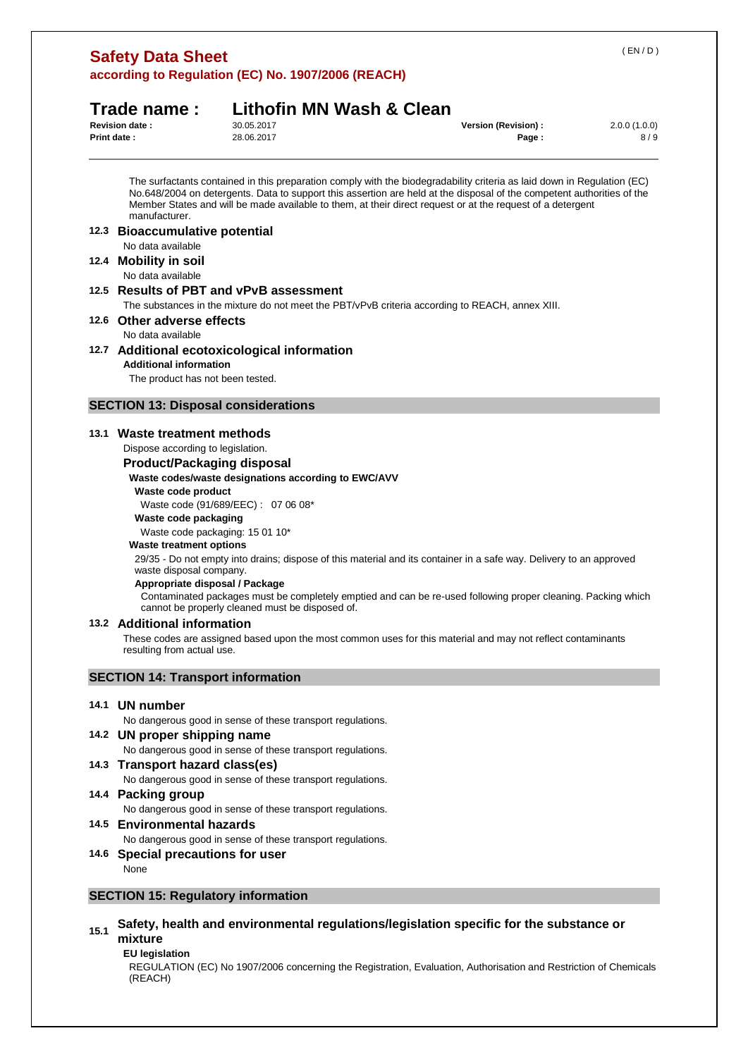The surfactants contained in this preparation comply with the biodegradability criteria as laid down in Regulation (EC) No.648/2004 on detergents. Data to support this assertion are held at the disposal of the competent authorities of the Member States and will be made available to them, at their direct request or at the request of a detergent manufacturer.

### 12.3 Bioaccumulative potential

No data available

### 12.4 Mobility in soil

No data available

### 12.5 Results of PBT and vPvB assessment

The substances in the mixture do not meet the PBT/vPvB criteria according to REACH, annex XIII.

### 12.6 Other adverse effects

No data available

### 12.7 Additional ecotoxicological information

**Additional information**

The product has not been tested.

## SECTION 13: Disposal considerations

### 13.1 Waste treatment methods

Dispose according to legislation.

#### Product/Packaging disposal

**Waste codes/waste designations according to EWC/AVV**

**Waste code product**

Waste code (91/689/EEC) : 07 06 08*

**Waste code packaging**

Waste code packaging: 15 01 10*

**Waste treatment options**

29/35 - Do not empty into drains; dispose of this material and its container in a safe way. Delivery to an approved waste disposal company.

**Appropriate disposal / Package**

Contaminated packages must be completely emptied and can be re-used following proper cleaning. Packing which cannot be properly cleaned must be disposed of.

### 13.2 Additional information

These codes are assigned based upon the most common uses for this material and may not reflect contaminants resulting from actual use.

## SECTION 14: Transport information

### 14.1 UN number

No dangerous good in sense of these transport regulations.

### 14.2 UN proper shipping name

No dangerous good in sense of these transport regulations.

### 14.3 Transport hazard class(es)

No dangerous good in sense of these transport regulations.

### 14.4 Packing group

No dangerous good in sense of these transport regulations.

### 14.5 Environmental hazards

No dangerous good in sense of these transport regulations.

### 14.6 Special precautions for user

None

## SECTION 15: Regulatory information

### 15.1 Safety, health and environmental regulations/legislation specific for the substance or mixture

**EU legislation**

REGULATION (EC) No 1907/2006 concerning the Registration, Evaluation, Authorisation and Restriction of Chemicals (REACH)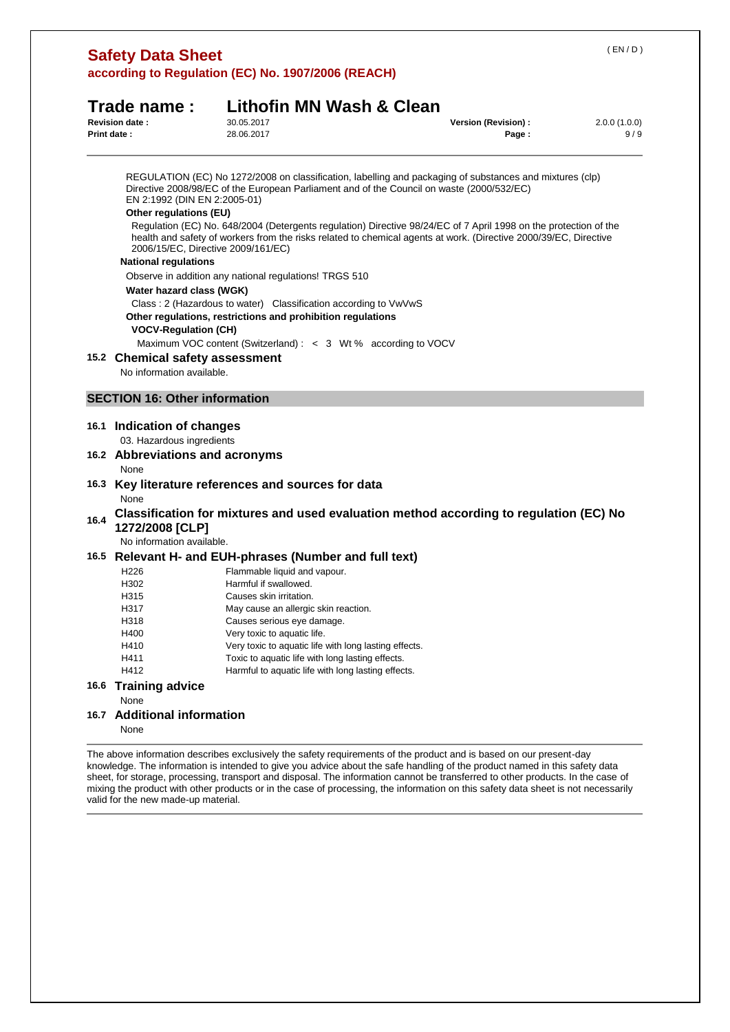REGULATION (EC) No 1272/2008 on classification, labelling and packaging of substances and mixtures (clp) Directive 2008/98/EC of the European Parliament and of the Council on waste (2000/532/EC) EN 2:1992 (DIN EN 2:2005-01)

**Other regulations (EU)**

Regulation (EC) No. 648/2004 (Detergents regulation) Directive 98/24/EC of 7 April 1998 on the protection of the health and safety of workers from the risks related to chemical agents at work. (Directive 2000/39/EC, Directive 2006/15/EC, Directive 2009/161/EC)

**National regulations**

Observe in addition any national regulations! TRGS 510

**Water hazard class (WGK)**

Class : 2 (Hazardous to water) Classification according to VwVwS

**Other regulations, restrictions and prohibition regulations**

**VOCV-Regulation (CH)**

Maximum VOC content (Switzerland) : < 3 Wt % according to VOCV

### 15.2 Chemical safety assessment

No information available.

## SECTION 16: Other information

### 16.1 Indication of changes

03. Hazardous ingredients

### 16.2 Abbreviations and acronyms

None

### 16.3 Key literature references and sources for data

None

### 16.4 Classification for mixtures and used evaluation method according to regulation (EC) No 1272/2008 [CLP]

No information available.

### 16.5 Relevant H- and EUH-phrases (Number and full text)

| | |
|---|---|
| H226 | Flammable liquid and vapour. |
| H302 | Harmful if swallowed. |
| H315 | Causes skin irritation. |
| H317 | May cause an allergic skin reaction. |
| H318 | Causes serious eye damage. |
| H400 | Very toxic to aquatic life. |
| H410 | Very toxic to aquatic life with long lasting effects. |
| H411 | Toxic to aquatic life with long lasting effects. |
| H412 | Harmful to aquatic life with long lasting effects. |

### 16.6 Training advice

None

### 16.7 Additional information

None

The above information describes exclusively the safety requirements of the product and is based on our present-day knowledge. The information is intended to give you advice about the safe handling of the product named in this safety data sheet, for storage, processing, transport and disposal. The information cannot be transferred to other products. In the case of mixing the product with other products or in the case of processing, the information on this safety data sheet is not necessarily valid for the new made-up material.